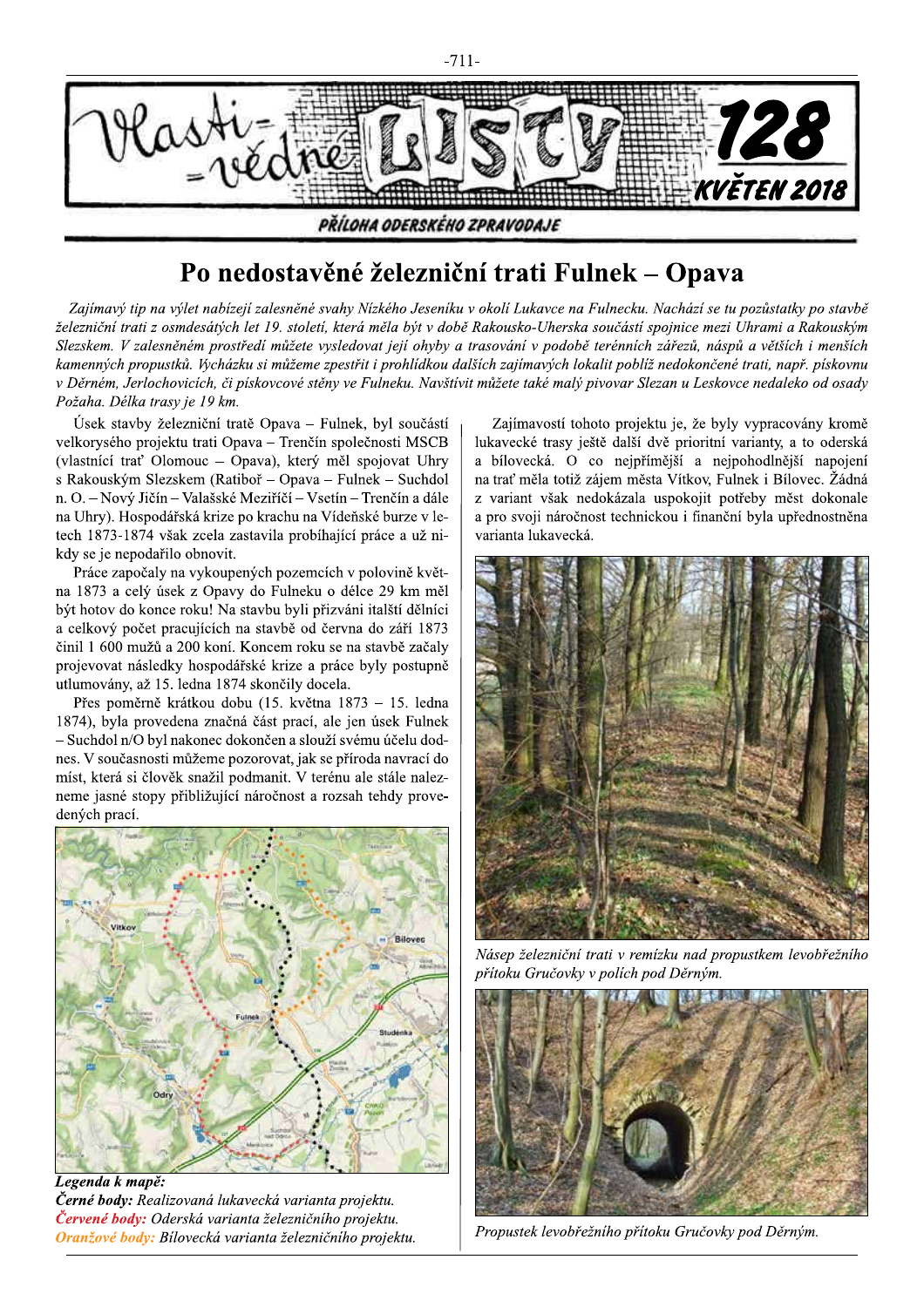# Po nedostavěné železniční trati Fulnek – Opava

*Zajímavý tip na výlet nabízejí zalesněné svahy Nízkého Jeseníku v okolí Lukavce na Fulnecku. Nachází se tu pozůstatky po stavbě železniční trati z osmdesátých let 19. století, která měla být v době Rakousko-Uherska součástí spojnice mezi Uhrami a Rakouským Slezskem. V zalesněném prostředí můžete vysledovat její ohyby a trasování v podobě terénních zářezů, náspů a větších i menších kamenných propustků. Vycházku si můžeme zpestřit i prohlídkou dalších zajímavých lokalit poblíž nedokončené trati, např. pískovnu v Děrném, Jerlochovicích, či pískovcové stěny ve Fulneku. Navštívit můžete také malý pivovar Slezan u Leskovce nedaleko od osady Požaha. Délka trasy je 19 km.*

Úsek stavby železniční tratě Opava – Fulnek, byl součástí velkorysého projektu trati Opava – Trenčín společnosti MSCB (vlastnící trať Olomouc – Opava), který měl spojovat Uhry s Rakouským Slezskem (Ratibor – Opava – Fulnek – Suchdol n. O. – Nový Jičín – Valašské Meziříčí – Vsetín – Trenčín a dále na Uhry). Hospodářská krize po krachu na Vídeňské burze v letech 1873-1874 však zcela zastavila probíhající práce a už nikdy se je nepodařilo obnovit.

Práce započaly na vykoupených pozemcích v polovině května 1873 a celý úsek z Opavy do Fulneku o délce 29 km měl být hotov do konce roku! Na stavbu byli přizváni italští dělníci a celkový počet pracujících na stavbě od června do září 1873 činil 1 600 mužů a 200 koní. Koncem roku se na stavbě začaly projevovat následky hospodářské krize a práce byly postupně utlumovány, až 15. ledna 1874 skončily docela.

Přes poměrně krátkou dobu (15. května 1873 – 15. ledna 1874), byla provedena značná část prací, ale jen úsek Fulnek – Suchdol n/O byl nakonec dokončen a slouží svému účelu dodnes. V současnosti můžeme pozorovat, jak se příroda navrací do míst, která si člověk snažil podmanit. V terénu ale stále nalezneme jasné stopy přibližující náročnost a rozsah tehdy provedených prací.

**Legenda k mapě:**
***Černé body:*** *Realizovaná lukavecká varianta projektu.*
***Červené body:*** *Oderská varianta železničního projektu.*
***Oranžové body:*** *Bílovecká varianta železničního projektu.*

Zajímavostí tohoto projektu je, že byly vypracovány kromě lukavecké trasy ještě další dvě prioritní varianty, a to oderská a bílovecká. O co nejpřímější a nejpohodlnější napojení na trať měla totiž zájem města Vítkov, Fulnek i Bílovec. Žádná z variant však nedokázala uspokojit potřeby měst dokonale a pro svoji náročnost technickou i finanční byla upřednostněna varianta lukavecká.

*Násep železniční trati v remízku nad propustkem levobřežního přítoku Gručovky v polích pod Děrným.*

*Propustek levobřežního přítoku Gručovky pod Děrným.*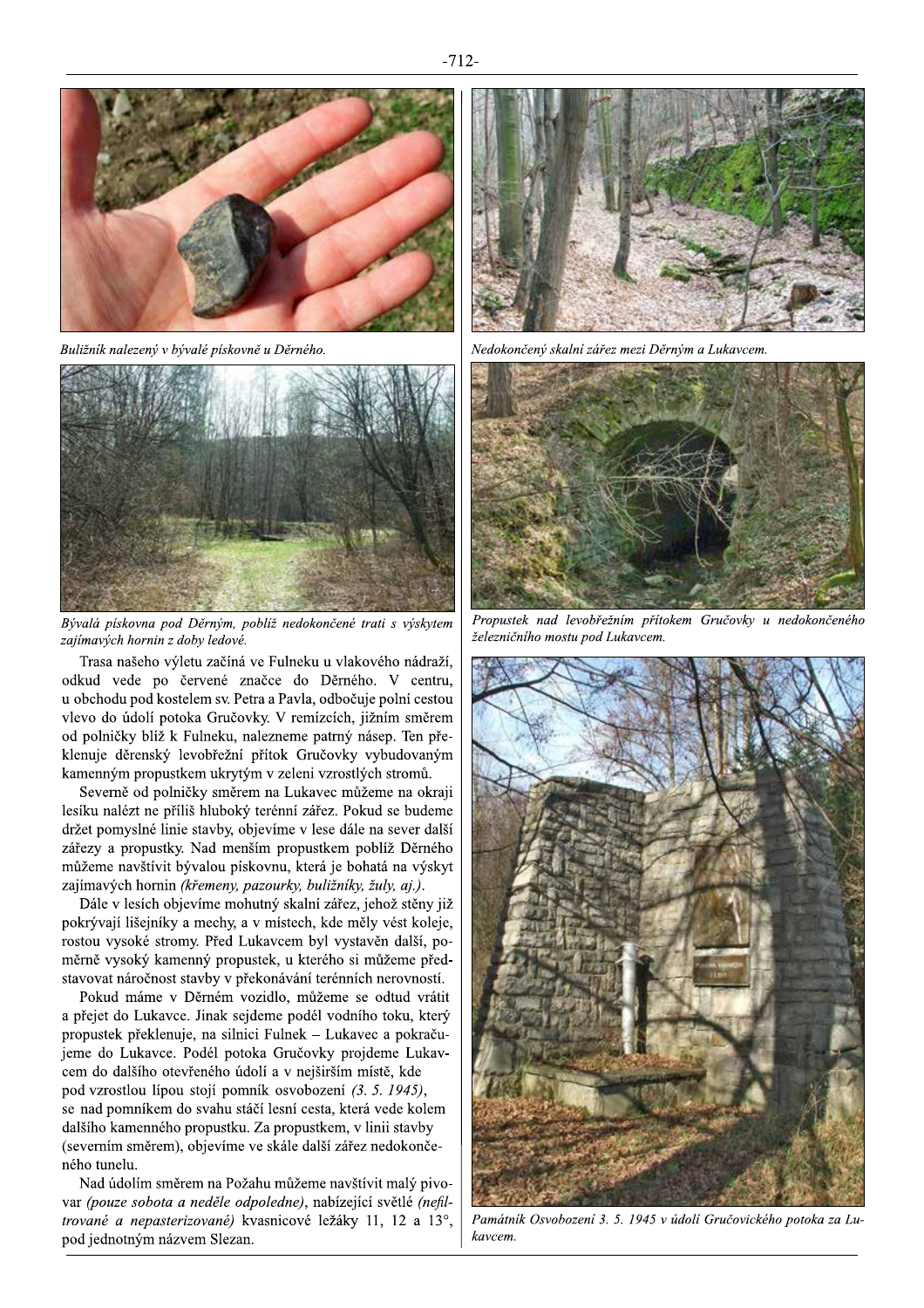*Buližník nalezený v bývalé pískovně u Děrného.*

*Nedokončený skalní zářez mezi Děrným a Lukavcem.*

*Bývalá pískovna pod Děrným, poblíž nedokončené trati s výskytem zajímavých hornin z doby ledové.*

*Propustek nad levobřežním přítokem Gručovky u nedokončeného železničního mostu pod Lukavcem.*

Trasa našeho výletu začíná ve Fulneku u vlakového nádraží, odkud vede po červené značce do Děrného. V centru, u obchodu pod kostelem sv. Petra a Pavla, odbočuje polní cestou vlevo do údolí potoka Gručovky. V remízcích, jižním směrem od polničky blíž k Fulneku, nalezneme patrný násep. Ten překlenuje děrenský levobřežní přítok Gručovky vybudovaným kamenným propustkem ukrytým v zeleni vzrostlých stromů.

Severně od polničky směrem na Lukavec můžeme na okraji lesíku nalézt ne příliš hluboký terénní zářez. Pokud se budeme držet pomyslné linie stavby, objevíme v lese dále na sever další zářezy a propustky. Nad menším propustkem poblíž Děrného můžeme navštívit bývalou pískovnu, která je bohatá na výskyt zajímavých hornin *(křemeny, pazourky, buližníky, žuly, aj.)*.

Dále v lesích objevíme mohutný skalní zářez, jehož stěny již pokrývají lišejníky a mechy, a v místech, kde měly vést koleje, rostou vysoké stromy. Před Lukavcem byl vystavěn další, poměrně vysoký kamenný propustek, u kterého si můžeme představovat náročnost stavby v překonávání terénních nerovností.

Pokud máme v Děrném vozidlo, můžeme se odtud vrátit a přejet do Lukavce. Jinak sejdeme podél vodního toku, který propustek překlenuje, na silnici Fulnek – Lukavec a pokračujeme do Lukavce. Podél potoka Gručovky projdeme Lukavcem do dalšího otevřeného údolí a v nejširším místě, kde pod vzrostlou lípou stojí pomník osvobození *(3. 5. 1945)*, se nad pomníkem do svahu stáčí lesní cesta, která vede kolem dalšího kamenného propustku. Za propustkem, v linii stavby (severním směrem), objevíme ve skále další zářez nedokončeného tunelu.

Nad údolím směrem na Požahu můžeme navštívit malý pivovar *(pouze sobota a neděle odpoledne)*, nabízející světlé *(nefiltrované a nepasterizované)* kvasnicové ležáky 11, 12 a 13°, pod jednotným názvem Slezan.

*Památník Osvobození 3. 5. 1945 v údolí Gručovického potoka za Lukavcem.*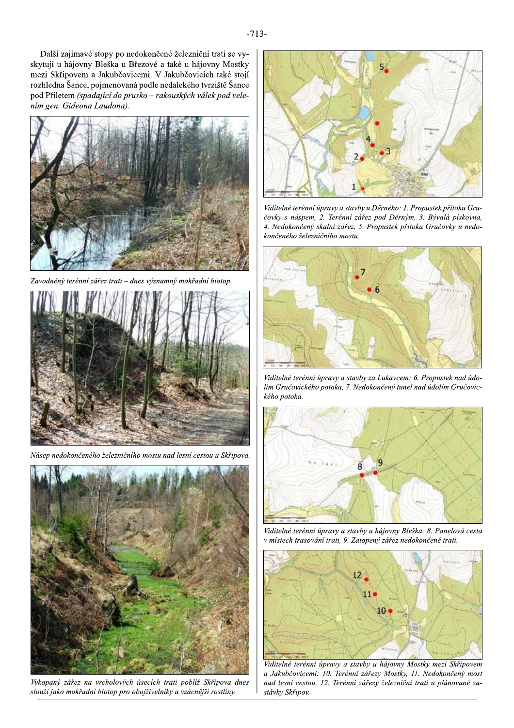Další zajímavé stopy po nedokončené železniční trati se vyskytují u hájovny Bleška u Březové a také u hájovny Mostky mezi Skřipovem a Jakubčovicemi. V Jakubčovicích také stojí rozhledna Šance, pojmenovaná podle nedalekého tvrziště Šance pod Příletem *(spadající do prusko – rakouských válek pod velením gen. Gideona Laudona)*.

*Zavodněný terénní zářez trati – dnes významný mokřadní biotop.*

*Násep nedokončeného železničního mostu nad lesní cestou u Skřipova.*

*Vykopaný zářez na vrcholových úsecích trati poblíž Skřípova dnes slouží jako mokřadní biotop pro obojživelníky a vzácnější rostliny.*

*Viditelné terénní úpravy a stavby u Děrného: 1. Propustek přítoku Gručovky s náspem, 2. Terénní zářez pod Děrným, 3. Bývalá pískovna, 4. Nedokončený skalní zářez, 5. Propustek přítoku Gručovky u nedokončeného železničního mostu.*

*Viditelné terénní úpravy a stavby za Lukavcem: 6. Propustek nad údolím Gručovického potoka, 7. Nedokončený tunel nad údolím Gručovického potoka.*

*Viditelné terénní úpravy a stavby u hájovny Bleška: 8. Panelová cesta v místech trasování trati, 9. Zatopený zářez nedokončené trati.*

*Viditelné terénní úpravy a stavby u hájovny Mostky mezi Skřipovem a Jakubčovicemi: 10. Terénní zářezy Mostky, 11. Nedokončený most nad lesní cestou, 12. Terénní zářezy železniční trati u plánované zastávky Skřipov.*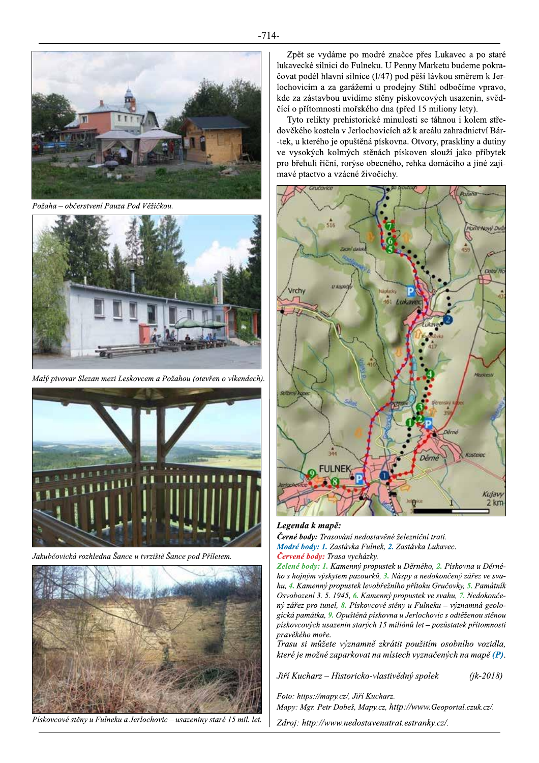*Požaha – občerstvení Pauza Pod Věžičkou.*

*Malý pivovar Slezan mezi Leskovcem a Požahou (otevřen o víkendech).*

*Jakubčovická rozhledna Šance u tvrziště Šance pod Příletem.*

*Pískovcové stěny u Fulneku a Jerlochovic – usazeniny staré 15 mil. let.*

Zpět se vydáme po modré značce přes Lukavec a po staré lukavecké silnici do Fulneku. U Penny Marketu budeme pokračovat podél hlavní silnice (I/47) pod pěší lávkou směrem k Jerlochovicím a za garážemi u prodejny Stihl odbočíme vpravo, kde za zástavbou uvidíme stěny pískovcových usazenin, svědčící o přítomnosti mořského dna (před 15 miliony lety).

Tyto relikty prehistorické minulosti se táhnou i kolem středověkého kostela v Jerlochovicích až k areálu zahradnictví Bártek, u kterého je opuštěná pískovna. Otvory, praskliny a dutiny ve vysokých kolmých stěnách pískoven slouží jako příbytek pro břehuli říční, rorýse obecného, rehka domácího a jiné zajímavé ptactvo a vzácné živočichy.

**Legenda k mapě:**

***Černé body:*** *Trasování nedostavěné železniční trati.*

***Modré body:*** *1. Zastávka Fulnek, 2. Zastávka Lukavec.*

***Červené body:*** *Trasa vycházky.*

***Zelené body:*** *1. Kamenný propustek u Děrného, 2. Pískovna u Děrného s hojným výskytem pazourků, 3. Náspy a nedokončený zářez ve svahu, 4. Kamenný propustek levobřežního přítoku Gručovky, 5. Památník Osvobození 3. 5. 1945, 6. Kamenný propustek ve svahu, 7. Nedokončený zářez pro tunel, 8. Pískovcové stěny u Fulneku – významná geologická památka, 9. Opuštěná pískovna u Jerlochovic s odtěženou stěnou pískovcových usazenin starých 15 miliónů let – pozůstatek přítomnosti pravěkého moře.*

*Trasu si můžete významně zkrátit použitím osobního vozidla, které je možné zaparkovat na místech vyznačených na mapě **(P)**.*

*Jiří Kucharz – Historicko-vlastivědný spolek (jk-2018)*

*Foto: https://mapy.cz/, Jiří Kucharz.*

*Mapy: Mgr. Petr Dobeš, Mapy.cz, http://www.Geoportal.czuk.cz/.*

*Zdroj: http://www.nedostavenatrat.estranky.cz/.*